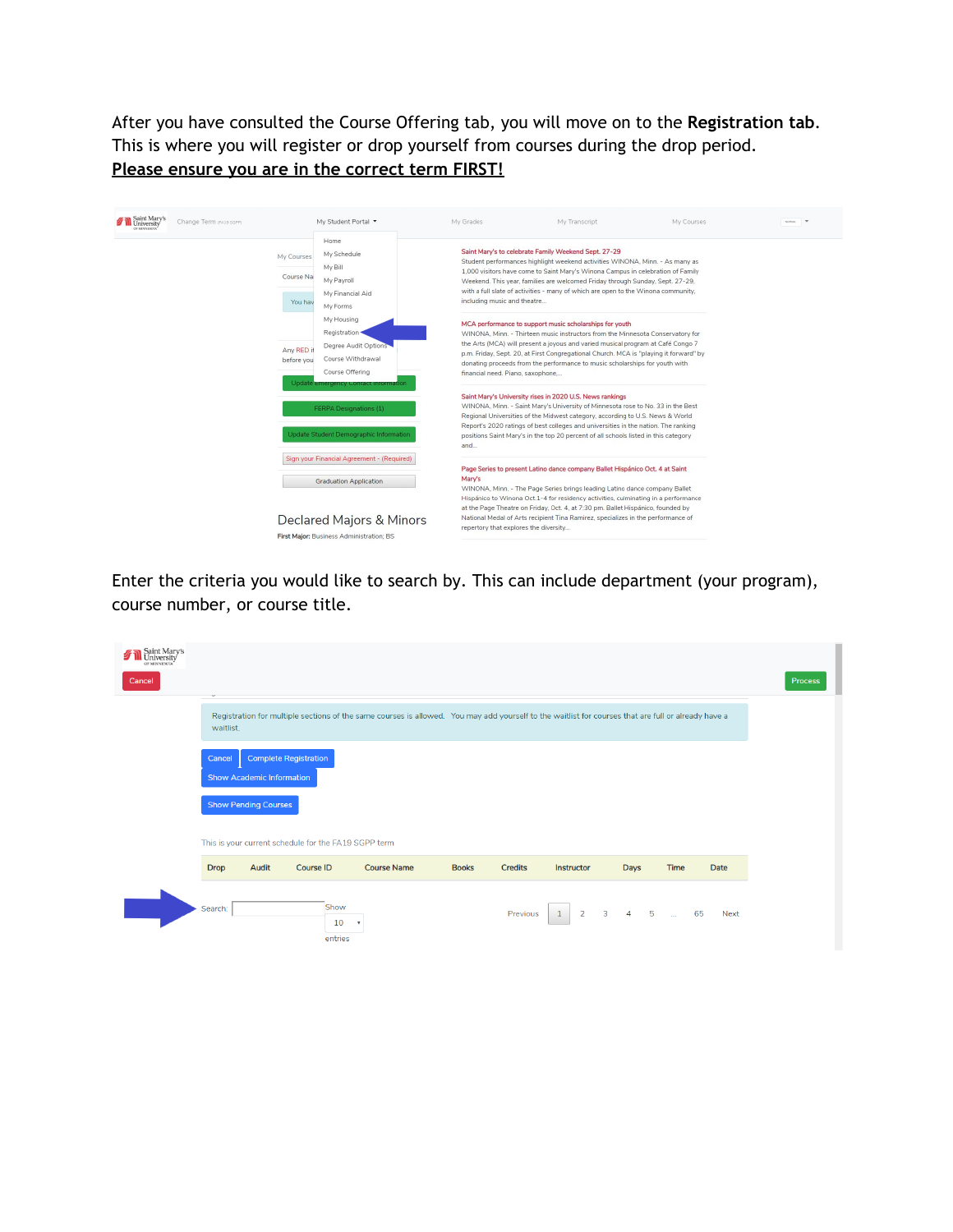After you have consulted the Course Offering tab, you will move on to the **Registration tab**. This is where you will register or drop yourself from courses during the drop period.

**Please ensure you are in the correct term FIRST!**

Enter the criteria you would like to search by. This can include department (your program), course number, or course title.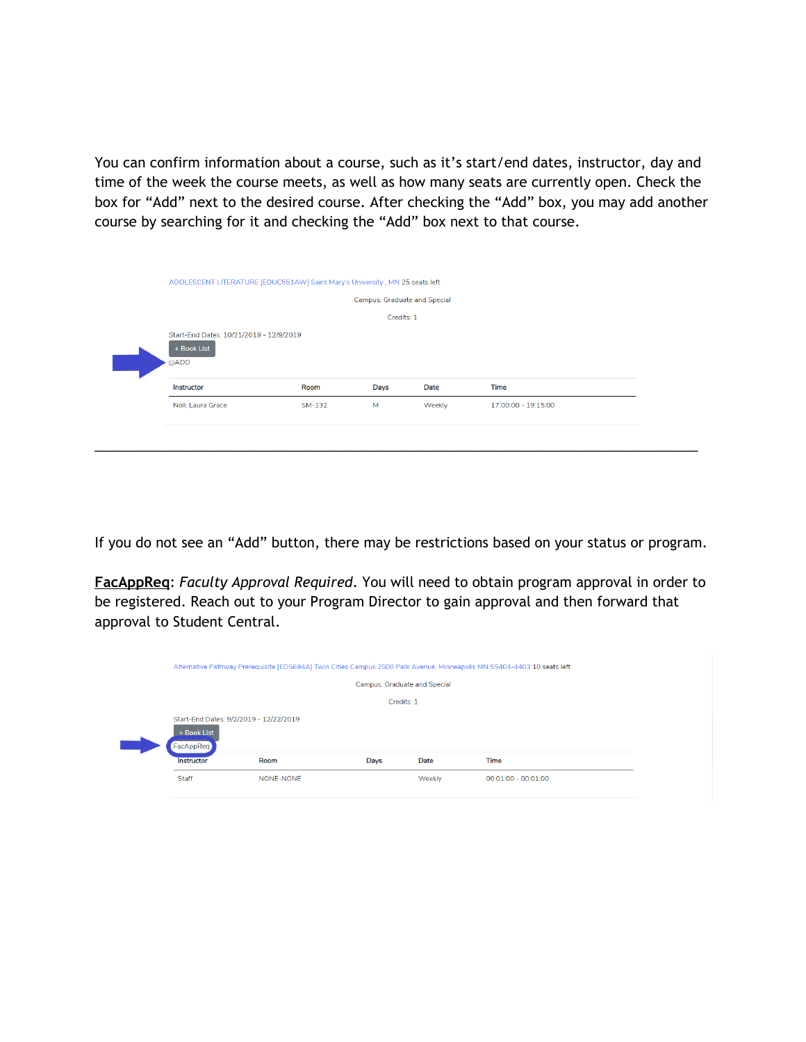You can confirm information about a course, such as it's start/end dates, instructor, day and time of the week the course meets, as well as how many seats are currently open. Check the box for "Add" next to the desired course. After checking the "Add" box, you may add another course by searching for it and checking the "Add" box next to that course.

ADOLESCENT LITERATURE [EDUC551AW] Saint Mary's University , MN 25 seats left

Campus: Graduate and Special

Credits: 1

Start-End Dates: 10/21/2019 - 12/9/2019

+ Book List

ADD

| Instructor | Room | Days | Date | Time |
|---|---|---|---|---|
| Noll, Laura Grace | SM-132 | M | Weekly | 17:00:00 - 19:15:00 |

---

If you do not see an "Add" button, there may be restrictions based on your status or program.

**FacAppReq**: *Faculty Approval Required*. You will need to obtain program approval in order to be registered. Reach out to your Program Director to gain approval and then forward that approval to Student Central.

Alternative Pathway Prerequisite [EDS694A] Twin Cities Campus 2500 Park Avenue, Minneapolis MN 55404-4403 10 seats left

Campus: Graduate and Special

Credits: 1

Start-End Dates: 9/2/2019 - 12/22/2019

+ Book List

FacAppReq

| Instructor | Room | Days | Date | Time |
|---|---|---|---|---|
| Staff | NONE-NONE | | Weekly | 00:01:00 - 00:01:00 |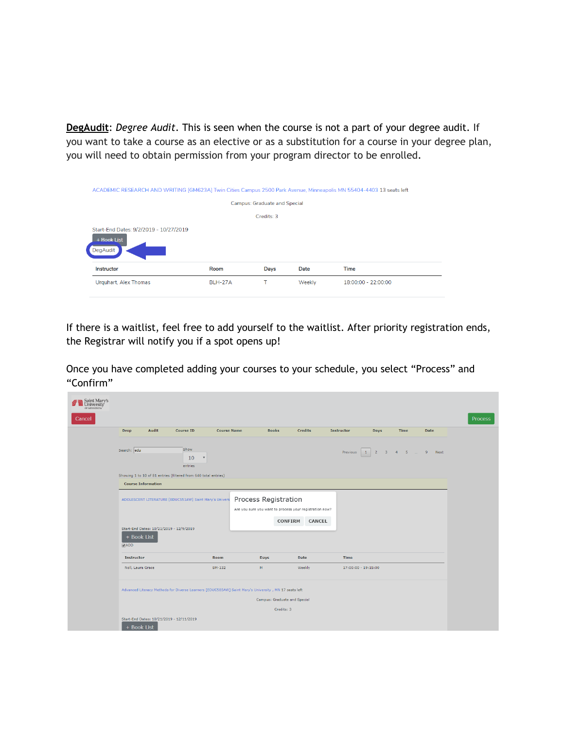**DegAudit**: *Degree Audit*. This is seen when the course is not a part of your degree audit. If you want to take a course as an elective or as a substitution for a course in your degree plan, you will need to obtain permission from your program director to be enrolled.

ACADEMIC RESEARCH AND WRITING [GM623A] Twin Cities Campus 2500 Park Avenue, Minneapolis MN 55404-4403 13 seats left

Campus: Graduate and Special

Credits: 3

Start-End Dates: 9/2/2019 - 10/27/2019

+ Book List

DegAudit

| Instructor | Room | Days | Date | Time |
| --- | --- | --- | --- | --- |
| Urquhart, Alex Thomas | BLH-27A | T | Weekly | 18:00:00 - 22:00:00 |

If there is a waitlist, feel free to add yourself to the waitlist. After priority registration ends, the Registrar will notify you if a spot opens up!

Once you have completed adding your courses to your schedule, you select "Process" and "Confirm"

Saint Mary's University

Cancel

Process

| Drop | Audit | Course ID | Course Name | Books | Credits | Instructor | Days | Time | Date |
| --- | --- | --- | --- | --- | --- | --- | --- | --- | --- |

Search: edu

Show 10 entries

Previous 1 2 3 4 5 ... 9 Next

Showing 1 to 10 of 81 entries (filtered from 640 total entries)

Course Information

ADOLESCENT LITERATURE [EDUC551AW] Saint Mary's Univers

Process Registration

Are you sure you want to process your registration now?

CONFIRM CANCEL

Start-End Dates: 10/21/2019 - 12/9/2019

+ Book List

ADD

| Instructor | Room | Days | Date | Time |
| --- | --- | --- | --- | --- |
| Noll, Laura Grace | SM-132 | M | Weekly | 17:00:00 - 19:15:00 |

Advanced Literacy Methods for Diverse Learners [EDUC585AW] Saint Mary's University , MN 17 seats left

Campus: Graduate and Special

Credits: 3

Start-End Dates: 10/21/2019 - 12/11/2019

+ Book List